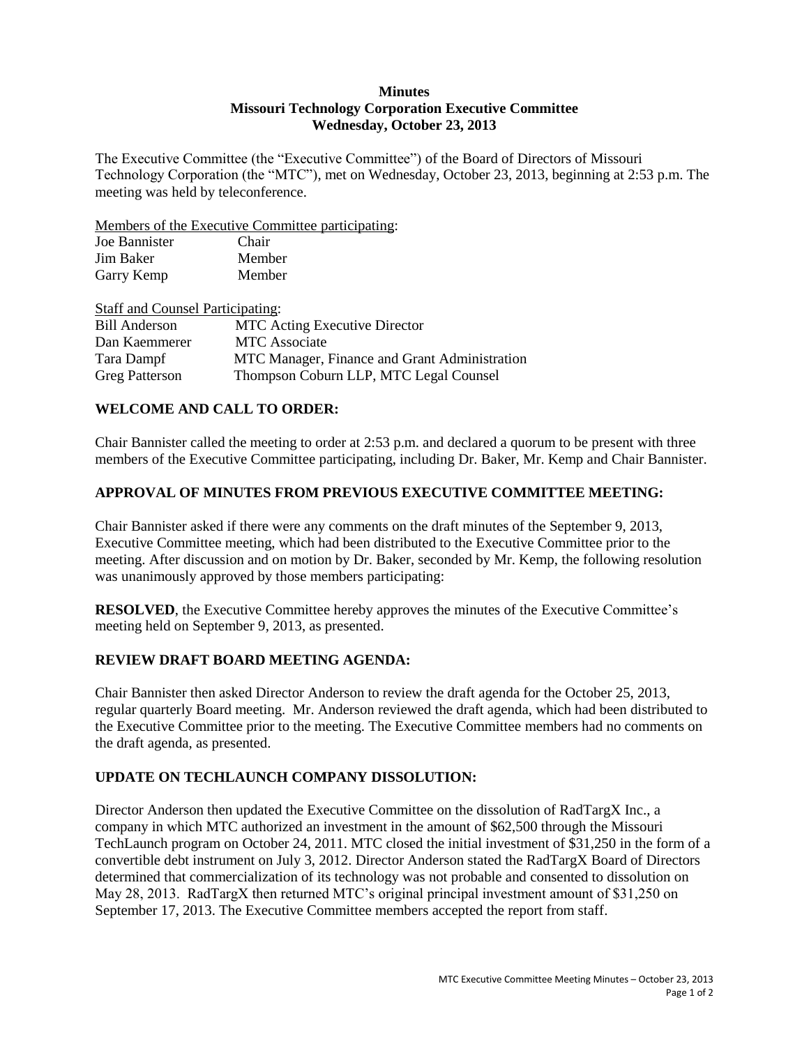**Minutes**
**Missouri Technology Corporation Executive Committee**
**Wednesday, October 23, 2013**

The Executive Committee (the "Executive Committee") of the Board of Directors of Missouri Technology Corporation (the "MTC"), met on Wednesday, October 23, 2013, beginning at 2:53 p.m. The meeting was held by teleconference.

Members of the Executive Committee participating:

| | |
|---|---|
| Joe Bannister | Chair |
| Jim Baker | Member |
| Garry Kemp | Member |

Staff and Counsel Participating:

| | |
|---|---|
| Bill Anderson | MTC Acting Executive Director |
| Dan Kaemmerer | MTC Associate |
| Tara Dampf | MTC Manager, Finance and Grant Administration |
| Greg Patterson | Thompson Coburn LLP, MTC Legal Counsel |

## WELCOME AND CALL TO ORDER:

Chair Bannister called the meeting to order at 2:53 p.m. and declared a quorum to be present with three members of the Executive Committee participating, including Dr. Baker, Mr. Kemp and Chair Bannister.

## APPROVAL OF MINUTES FROM PREVIOUS EXECUTIVE COMMITTEE MEETING:

Chair Bannister asked if there were any comments on the draft minutes of the September 9, 2013, Executive Committee meeting, which had been distributed to the Executive Committee prior to the meeting. After discussion and on motion by Dr. Baker, seconded by Mr. Kemp, the following resolution was unanimously approved by those members participating:

**RESOLVED**, the Executive Committee hereby approves the minutes of the Executive Committee's meeting held on September 9, 2013, as presented.

## REVIEW DRAFT BOARD MEETING AGENDA:

Chair Bannister then asked Director Anderson to review the draft agenda for the October 25, 2013, regular quarterly Board meeting. Mr. Anderson reviewed the draft agenda, which had been distributed to the Executive Committee prior to the meeting. The Executive Committee members had no comments on the draft agenda, as presented.

## UPDATE ON TECHLAUNCH COMPANY DISSOLUTION:

Director Anderson then updated the Executive Committee on the dissolution of RadTargX Inc., a company in which MTC authorized an investment in the amount of $62,500 through the Missouri TechLaunch program on October 24, 2011. MTC closed the initial investment of $31,250 in the form of a convertible debt instrument on July 3, 2012. Director Anderson stated the RadTargX Board of Directors determined that commercialization of its technology was not probable and consented to dissolution on May 28, 2013. RadTargX then returned MTC's original principal investment amount of $31,250 on September 17, 2013. The Executive Committee members accepted the report from staff.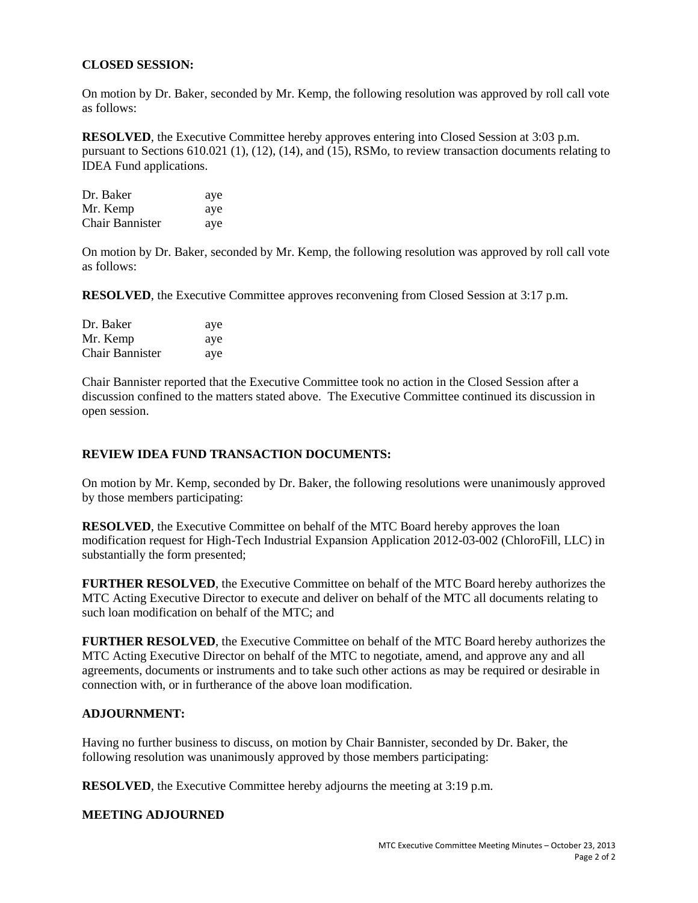**CLOSED SESSION:**

On motion by Dr. Baker, seconded by Mr. Kemp, the following resolution was approved by roll call vote as follows:

**RESOLVED**, the Executive Committee hereby approves entering into Closed Session at 3:03 p.m. pursuant to Sections 610.021 (1), (12), (14), and (15), RSMo, to review transaction documents relating to IDEA Fund applications.

| | |
|---|---|
| Dr. Baker | aye |
| Mr. Kemp | aye |
| Chair Bannister | aye |

On motion by Dr. Baker, seconded by Mr. Kemp, the following resolution was approved by roll call vote as follows:

**RESOLVED**, the Executive Committee approves reconvening from Closed Session at 3:17 p.m.

| | |
|---|---|
| Dr. Baker | aye |
| Mr. Kemp | aye |
| Chair Bannister | aye |

Chair Bannister reported that the Executive Committee took no action in the Closed Session after a discussion confined to the matters stated above. The Executive Committee continued its discussion in open session.

**REVIEW IDEA FUND TRANSACTION DOCUMENTS:**

On motion by Mr. Kemp, seconded by Dr. Baker, the following resolutions were unanimously approved by those members participating:

**RESOLVED**, the Executive Committee on behalf of the MTC Board hereby approves the loan modification request for High-Tech Industrial Expansion Application 2012-03-002 (ChloroFill, LLC) in substantially the form presented;

**FURTHER RESOLVED**, the Executive Committee on behalf of the MTC Board hereby authorizes the MTC Acting Executive Director to execute and deliver on behalf of the MTC all documents relating to such loan modification on behalf of the MTC; and

**FURTHER RESOLVED**, the Executive Committee on behalf of the MTC Board hereby authorizes the MTC Acting Executive Director on behalf of the MTC to negotiate, amend, and approve any and all agreements, documents or instruments and to take such other actions as may be required or desirable in connection with, or in furtherance of the above loan modification.

**ADJOURNMENT:**

Having no further business to discuss, on motion by Chair Bannister, seconded by Dr. Baker, the following resolution was unanimously approved by those members participating:

**RESOLVED**, the Executive Committee hereby adjourns the meeting at 3:19 p.m.

**MEETING ADJOURNED**